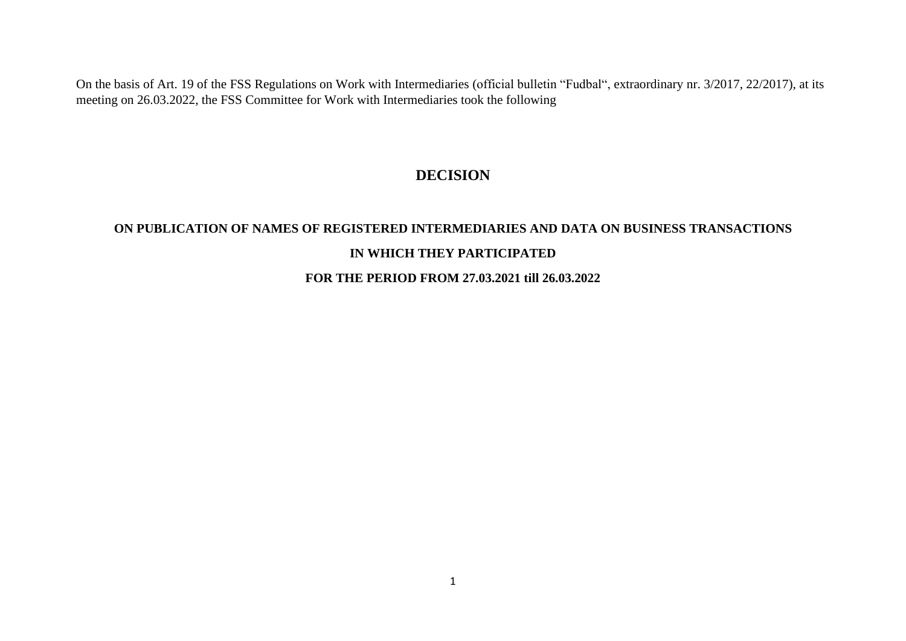On the basis of Art. 19 of the FSS Regulations on Work with Intermediaries (official bulletin “Fudbal“, extraordinary nr. 3/2017, 22/2017), at its meeting on 26.03.2022, the FSS Committee for Work with Intermediaries took the following

# DECISION

## ON PUBLICATION OF NAMES OF REGISTERED INTERMEDIARIES AND DATA ON BUSINESS TRANSACTIONS IN WHICH THEY PARTICIPATED FOR THE PERIOD FROM 27.03.2021 till 26.03.2022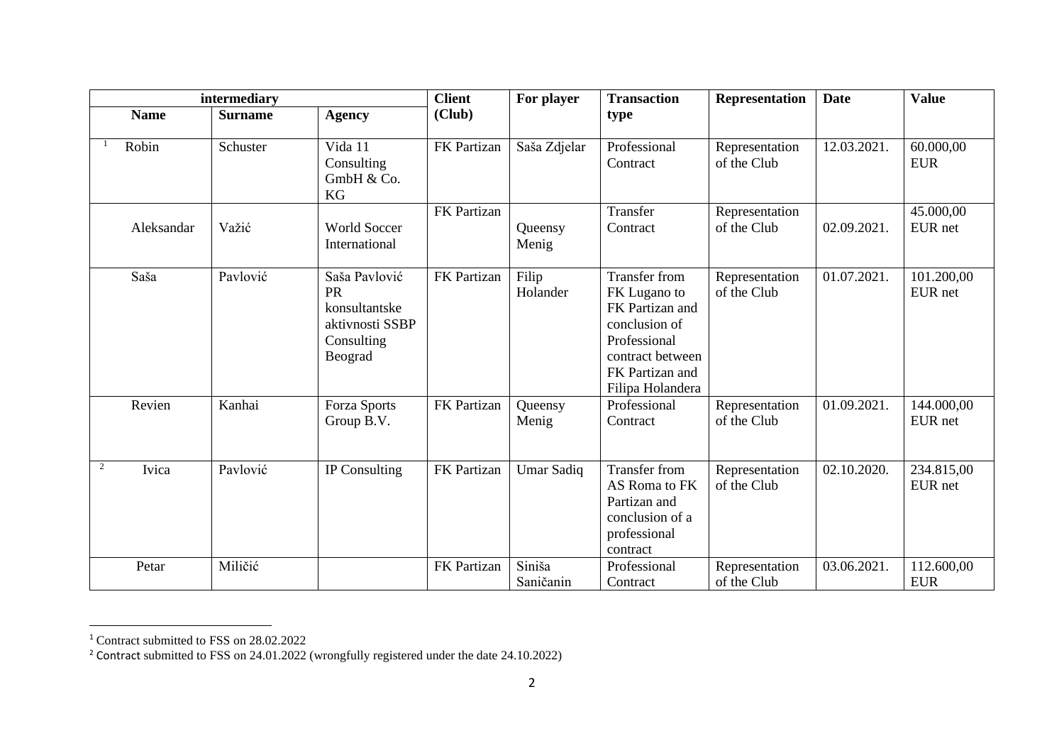| intermediary | | | Client (Club) | For player | Transaction type | Representation | Date | Value |
|---|---|---|---|---|---|---|---|---|
| Name | Surname | Agency | | | | | | |
| [1] Robin | Schuster | Vida 11 Consulting GmbH & Co. KG | FK Partizan | Saša Zdjelar | Professional Contract | Representation of the Club | 12.03.2021. | 60.000,00 EUR |
| Aleksandar | Važić | World Soccer International | FK Partizan | Queensy Menig | Transfer Contract | Representation of the Club | 02.09.2021. | 45.000,00 EUR net |
| Saša | Pavlović | Saša Pavlović PR konsultantske aktivnosti SSBP Consulting Beograd | FK Partizan | Filip Holander | Transfer from FK Lugano to FK Partizan and conclusion of Professional contract between FK Partizan and Filipa Holandera | Representation of the Club | 01.07.2021. | 101.200,00 EUR net |
| Revien | Kanhai | Forza Sports Group B.V. | FK Partizan | Queensy Menig | Professional Contract | Representation of the Club | 01.09.2021. | 144.000,00 EUR net |
| [2] Ivica | Pavlović | IP Consulting | FK Partizan | Umar Sadiq | Transfer from AS Roma to FK Partizan and conclusion of a professional contract | Representation of the Club | 02.10.2020. | 234.815,00 EUR net |
| Petar | Miličić | | FK Partizan | Siniša Saničanin | Professional Contract | Representation of the Club | 03.06.2021. | 112.600,00 EUR |

[1] Contract submitted to FSS on 28.02.2022

[2] Contract submitted to FSS on 24.01.2022 (wrongfully registered under the date 24.10.2022)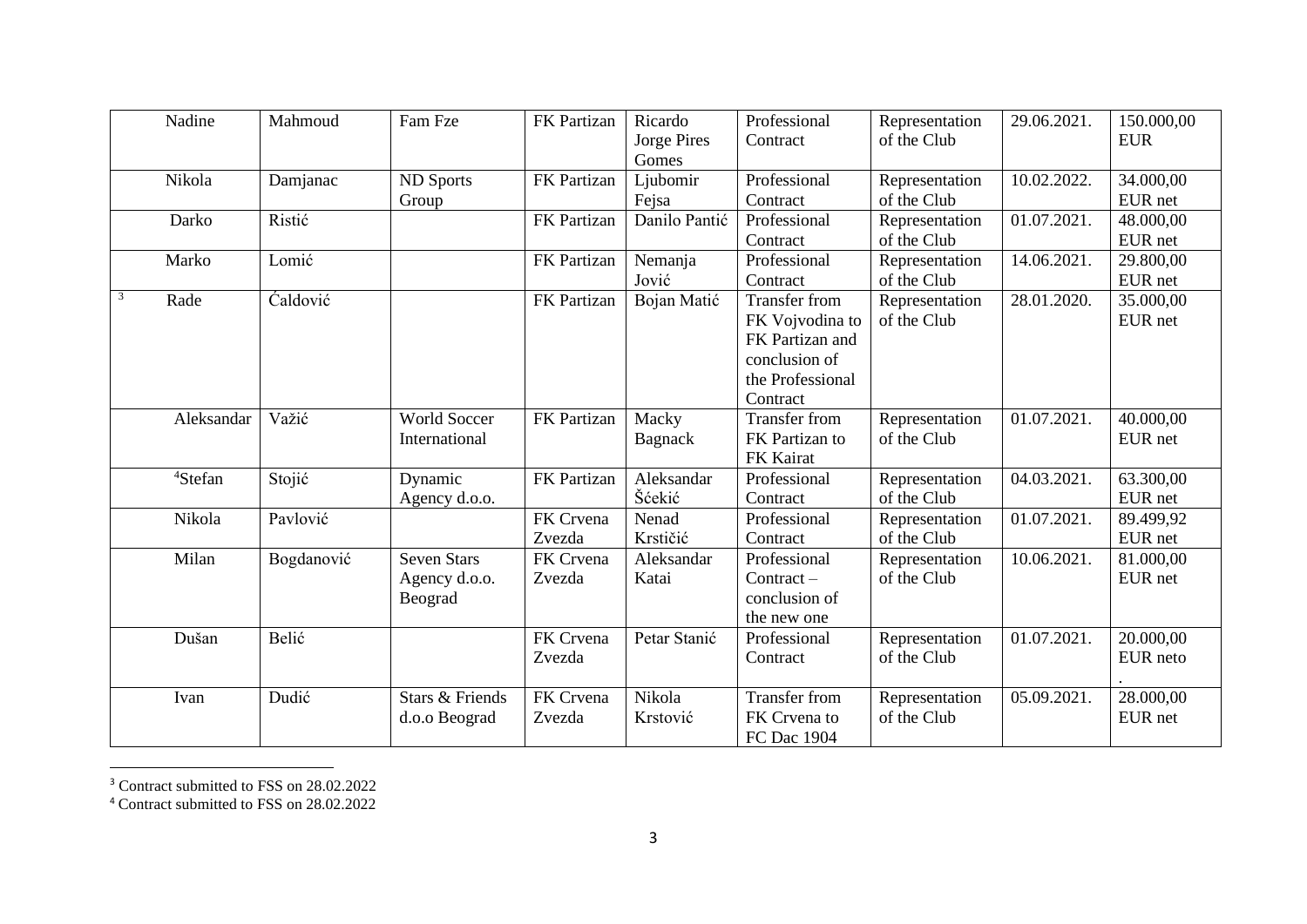| | | | | | | | | |
|---|---|---|---|---|---|---|---|---|
| Nadine | Mahmoud | Fam Fze | FK Partizan | Ricardo Jorge Pires Gomes | Professional Contract | Representation of the Club | 29.06.2021. | 150.000,00 EUR |
| Nikola | Damjanac | ND Sports Group | FK Partizan | Ljubomir Fejsa | Professional Contract | Representation of the Club | 10.02.2022. | 34.000,00 EUR net |
| Darko | Ristić | | FK Partizan | Danilo Pantić | Professional Contract | Representation of the Club | 01.07.2021. | 48.000,00 EUR net |
| Marko | Lomić | | FK Partizan | Nemanja Jović | Professional Contract | Representation of the Club | 14.06.2021. | 29.800,00 EUR net |
| [3] Rade | Ćaldović | | FK Partizan | Bojan Matić | Transfer from FK Vojvodina to FK Partizan and conclusion of the Professional Contract | Representation of the Club | 28.01.2020. | 35.000,00 EUR net |
| Aleksandar | Važić | World Soccer International | FK Partizan | Macky Bagnack | Transfer from FK Partizan to FK Kairat | Representation of the Club | 01.07.2021. | 40.000,00 EUR net |
| [4]Stefan | Stojić | Dynamic Agency d.o.o. | FK Partizan | Aleksandar Šćekić | Professional Contract | Representation of the Club | 04.03.2021. | 63.300,00 EUR net |
| Nikola | Pavlović | | FK Crvena Zvezda | Nenad Krstičić | Professional Contract | Representation of the Club | 01.07.2021. | 89.499,92 EUR net |
| Milan | Bogdanović | Seven Stars Agency d.o.o. Beograd | FK Crvena Zvezda | Aleksandar Katai | Professional Contract – conclusion of the new one | Representation of the Club | 10.06.2021. | 81.000,00 EUR net |
| Dušan | Belić | | FK Crvena Zvezda | Petar Stanić | Professional Contract | Representation of the Club | 01.07.2021. | 20.000,00 EUR neto . |
| Ivan | Dudić | Stars & Friends d.o.o Beograd | FK Crvena Zvezda | Nikola Krstović | Transfer from FK Crvena to FC Dac 1904 | Representation of the Club | 05.09.2021. | 28.000,00 EUR net |

[3] Contract submitted to FSS on 28.02.2022

[4] Contract submitted to FSS on 28.02.2022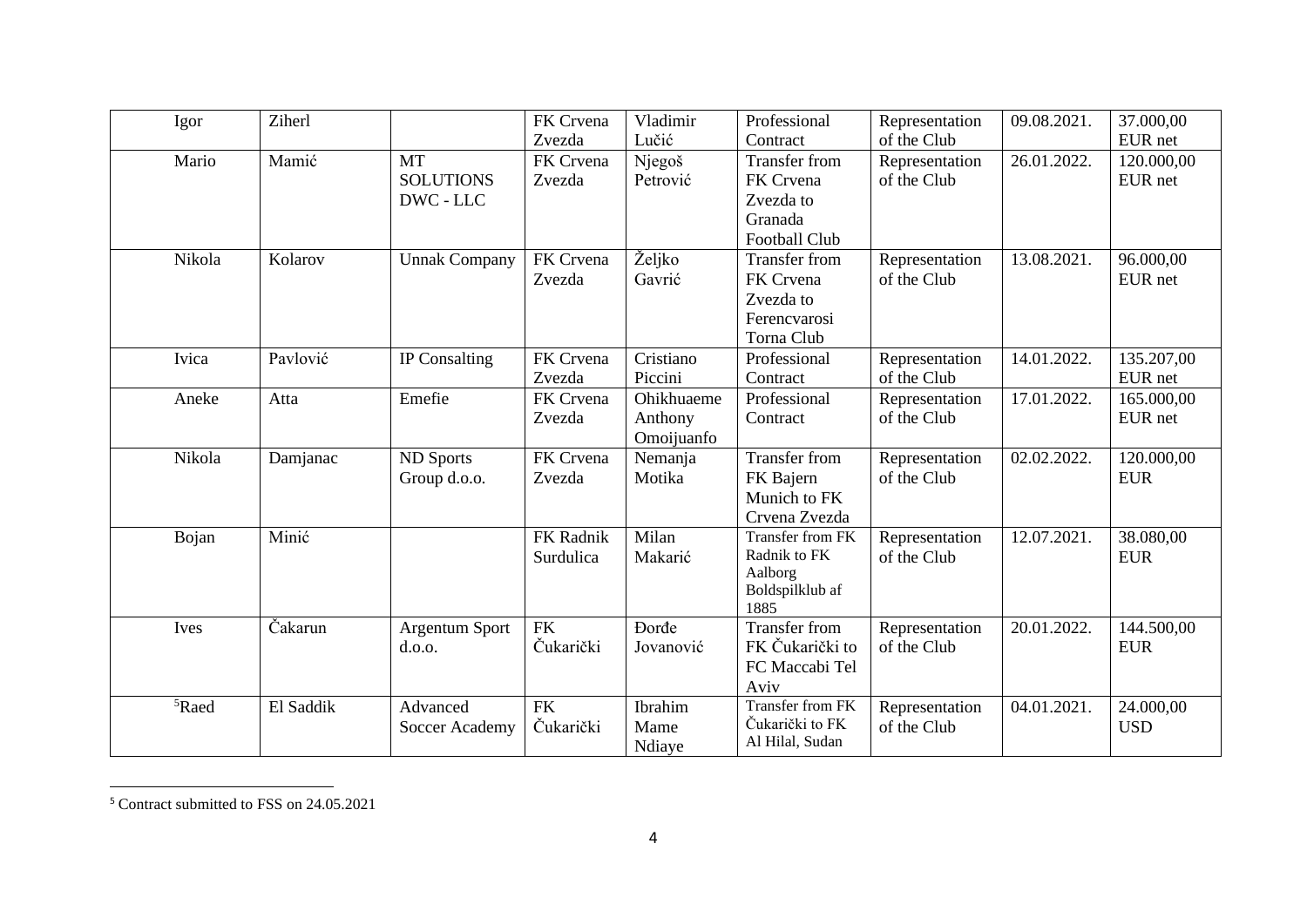| Igor | Ziherl | | FK Crvena Zvezda | Vladimir Lučić | Professional Contract | Representation of the Club | 09.08.2021. | 37.000,00 EUR net |
|---|---|---|---|---|---|---|---|---|
| Mario | Mamić | MT SOLUTIONS DWC - LLC | FK Crvena Zvezda | Njegoš Petrović | Transfer from FK Crvena Zvezda to Granada Football Club | Representation of the Club | 26.01.2022. | 120.000,00 EUR net |
| Nikola | Kolarov | Unnak Company | FK Crvena Zvezda | Željko Gavrić | Transfer from FK Crvena Zvezda to Ferencvarosi Torna Club | Representation of the Club | 13.08.2021. | 96.000,00 EUR net |
| Ivica | Pavlović | IP Consalting | FK Crvena Zvezda | Cristiano Piccini | Professional Contract | Representation of the Club | 14.01.2022. | 135.207,00 EUR net |
| Aneke | Atta | Emefie | FK Crvena Zvezda | Ohikhuaeme Anthony Omoijuanfo | Professional Contract | Representation of the Club | 17.01.2022. | 165.000,00 EUR net |
| Nikola | Damjanac | ND Sports Group d.o.o. | FK Crvena Zvezda | Nemanja Motika | Transfer from FK Bajern Munich to FK Crvena Zvezda | Representation of the Club | 02.02.2022. | 120.000,00 EUR |
| Bojan | Minić | | FK Radnik Surdulica | Milan Makarić | Transfer from FK Radnik to FK Aalborg Boldspilklub af 1885 | Representation of the Club | 12.07.2021. | 38.080,00 EUR |
| Ives | Čakarun | Argentum Sport d.o.o. | FK Čukarički | Đorđe Jovanović | Transfer from FK Čukarički to FC Maccabi Tel Aviv | Representation of the Club | 20.01.2022. | 144.500,00 EUR |
| [5]Raed | El Saddik | Advanced Soccer Academy | FK Čukarički | Ibrahim Mame Ndiaye | Transfer from FK Čukarički to FK Al Hilal, Sudan | Representation of the Club | 04.01.2021. | 24.000,00 USD |

[5] Contract submitted to FSS on 24.05.2021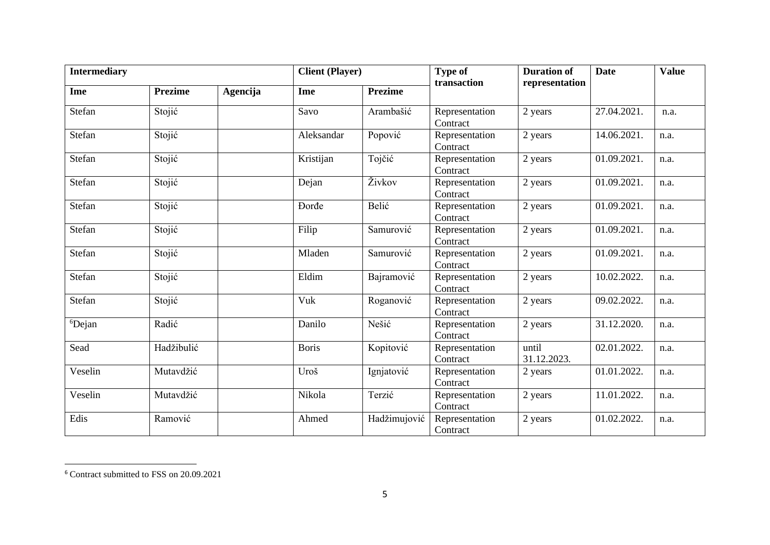| Intermediary | | | Client (Player) | | Type of transaction | Duration of representation | Date | Value |
|---|---|---|---|---|---|---|---|---|
| Ime | Prezime | Agencija | Ime | Prezime | | | | |
| Stefan | Stojić | | Savo | Arambašić | Representation Contract | 2 years | 27.04.2021. | n.a. |
| Stefan | Stojić | | Aleksandar | Popović | Representation Contract | 2 years | 14.06.2021. | n.a. |
| Stefan | Stojić | | Kristijan | Tojčić | Representation Contract | 2 years | 01.09.2021. | n.a. |
| Stefan | Stojić | | Dejan | Živkov | Representation Contract | 2 years | 01.09.2021. | n.a. |
| Stefan | Stojić | | Đorđe | Belić | Representation Contract | 2 years | 01.09.2021. | n.a. |
| Stefan | Stojić | | Filip | Samurović | Representation Contract | 2 years | 01.09.2021. | n.a. |
| Stefan | Stojić | | Mladen | Samurović | Representation Contract | 2 years | 01.09.2021. | n.a. |
| Stefan | Stojić | | Eldim | Bajramović | Representation Contract | 2 years | 10.02.2022. | n.a. |
| Stefan | Stojić | | Vuk | Roganović | Representation Contract | 2 years | 09.02.2022. | n.a. |
| [6]Dejan | Radić | | Danilo | Nešić | Representation Contract | 2 years | 31.12.2020. | n.a. |
| Sead | Hadžibulić | | Boris | Kopitović | Representation Contract | until 31.12.2023. | 02.01.2022. | n.a. |
| Veselin | Mutavdžić | | Uroš | Ignjatović | Representation Contract | 2 years | 01.01.2022. | n.a. |
| Veselin | Mutavdžić | | Nikola | Terzić | Representation Contract | 2 years | 11.01.2022. | n.a. |
| Edis | Ramović | | Ahmed | Hadžimujović | Representation Contract | 2 years | 01.02.2022. | n.a. |

[6] Contract submitted to FSS on 20.09.2021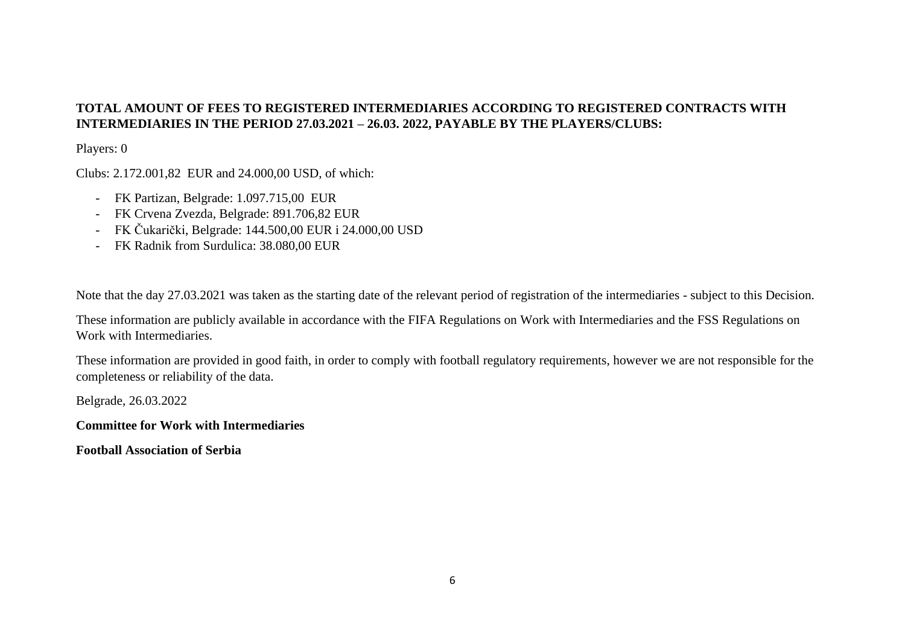**TOTAL AMOUNT OF FEES TO REGISTERED INTERMEDIARIES ACCORDING TO REGISTERED CONTRACTS WITH INTERMEDIARIES IN THE PERIOD 27.03.2021 – 26.03. 2022, PAYABLE BY THE PLAYERS/CLUBS:**

Players: 0

Clubs: 2.172.001,82 EUR and 24.000,00 USD, of which:

- FK Partizan, Belgrade: 1.097.715,00 EUR
- FK Crvena Zvezda, Belgrade: 891.706,82 EUR
- FK Čukarički, Belgrade: 144.500,00 EUR i 24.000,00 USD
- FK Radnik from Surdulica: 38.080,00 EUR

Note that the day 27.03.2021 was taken as the starting date of the relevant period of registration of the intermediaries - subject to this Decision.

These information are publicly available in accordance with the FIFA Regulations on Work with Intermediaries and the FSS Regulations on Work with Intermediaries.

These information are provided in good faith, in order to comply with football regulatory requirements, however we are not responsible for the completeness or reliability of the data.

Belgrade, 26.03.2022

**Committee for Work with Intermediaries**

**Football Association of Serbia**